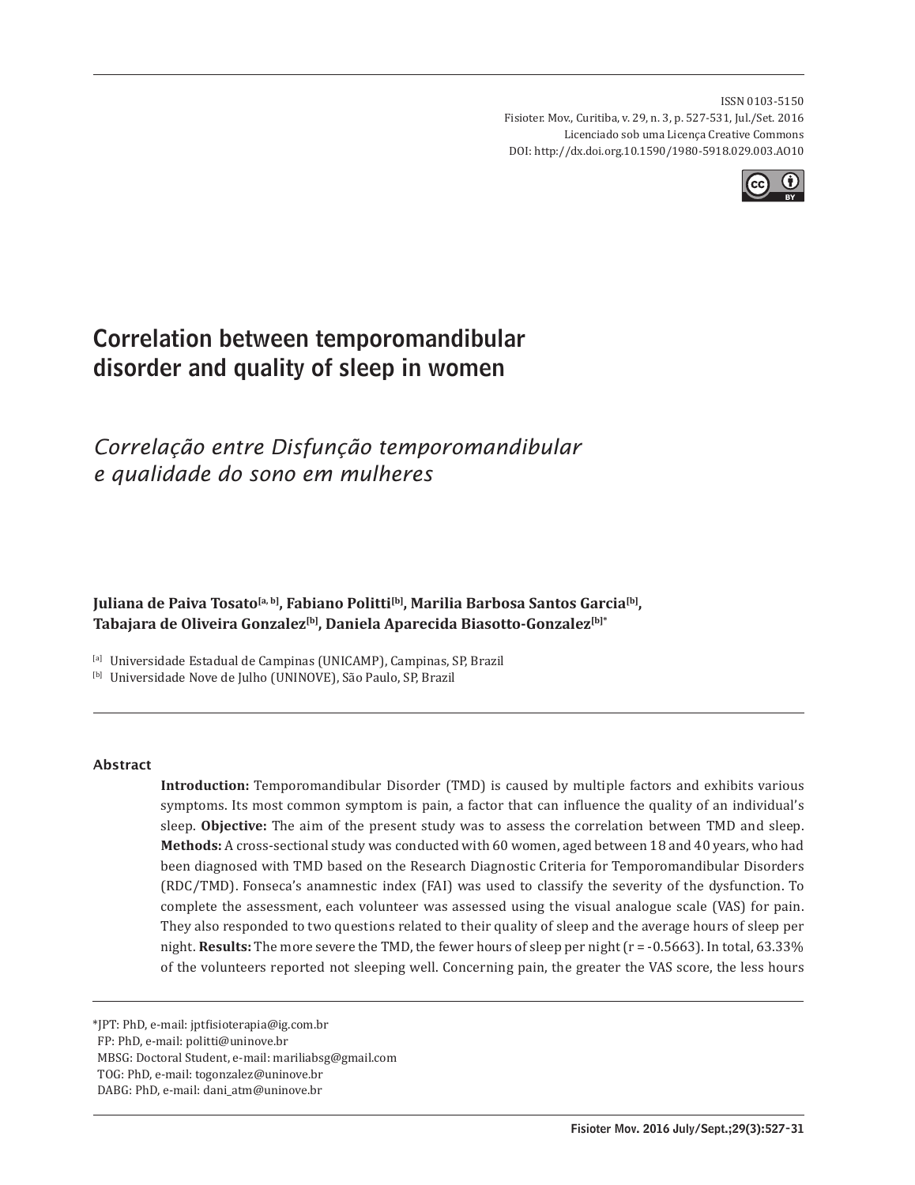ISSN 0103-5150
Fisioter. Mov., Curitiba, v. 29, n. 3, p. 527-531, Jul./Set. 2016
Licenciado sob uma Licença Creative Commons
DOI: http://dx.doi.org.10.1590/1980-5918.029.003.AO10

# Correlation between temporomandibular disorder and quality of sleep in women

## *Correlação entre Disfunção temporomandibular e qualidade do sono em mulheres*

**Juliana de Paiva Tosato[a, b], Fabiano Politti[b], Marilia Barbosa Santos Garcia[b], Tabajara de Oliveira Gonzalez[b], Daniela Aparecida Biasotto-Gonzalez[b]***

[a] Universidade Estadual de Campinas (UNICAMP), Campinas, SP, Brazil
[b] Universidade Nove de Julho (UNINOVE), São Paulo, SP, Brazil

### Abstract

**Introduction:** Temporomandibular Disorder (TMD) is caused by multiple factors and exhibits various symptoms. Its most common symptom is pain, a factor that can influence the quality of an individual's sleep. **Objective:** The aim of the present study was to assess the correlation between TMD and sleep. **Methods:** A cross-sectional study was conducted with 60 women, aged between 18 and 40 years, who had been diagnosed with TMD based on the Research Diagnostic Criteria for Temporomandibular Disorders (RDC/TMD). Fonseca's anamnestic index (FAI) was used to classify the severity of the dysfunction. To complete the assessment, each volunteer was assessed using the visual analogue scale (VAS) for pain. They also responded to two questions related to their quality of sleep and the average hours of sleep per night. **Results:** The more severe the TMD, the fewer hours of sleep per night ($r = -0.5663$). In total, 63.33% of the volunteers reported not sleeping well. Concerning pain, the greater the VAS score, the less hours

*JPT: PhD, e-mail: jptfisioterapia@ig.com.br
FP: PhD, e-mail: politti@uninove.br
MBSG: Doctoral Student, e-mail: mariliabsg@gmail.com
TOG: PhD, e-mail: togonzalez@uninove.br
DABG: PhD, e-mail: dani_atm@uninove.br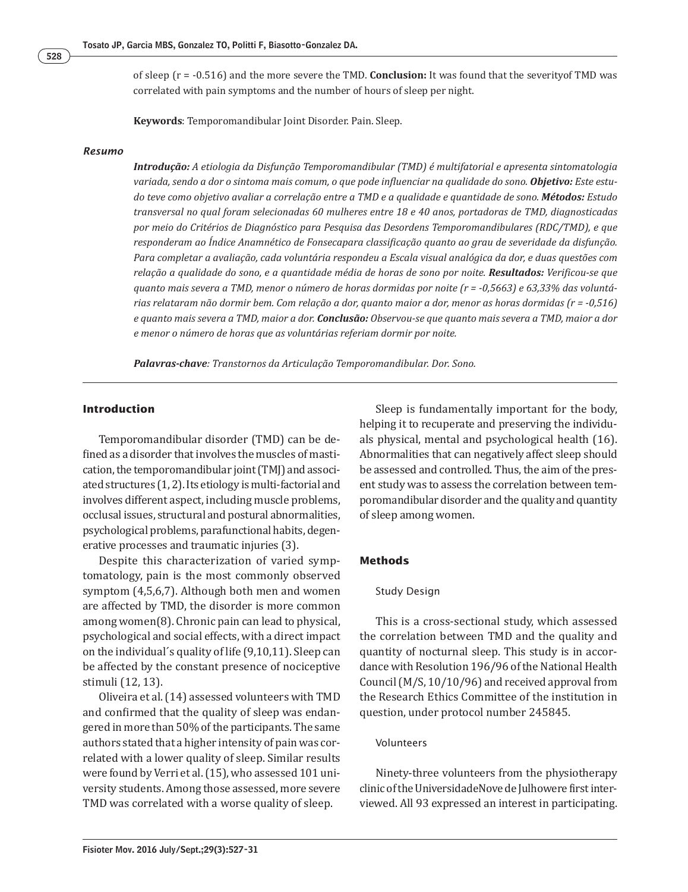of sleep (r = -0.516) and the more severe the TMD. **Conclusion:** It was found that the severityof TMD was correlated with pain symptoms and the number of hours of sleep per night.

**Keywords**: Temporomandibular Joint Disorder. Pain. Sleep.

### *Resumo*

***Introdução:*** *A etiologia da Disfunção Temporomandibular (TMD) é multifatorial e apresenta sintomatologia variada, sendo a dor o sintoma mais comum, o que pode influenciar na qualidade do sono.* ***Objetivo:*** *Este estudo teve como objetivo avaliar a correlação entre a TMD e a qualidade e quantidade de sono.* ***Métodos:*** *Estudo transversal no qual foram selecionadas 60 mulheres entre 18 e 40 anos, portadoras de TMD, diagnosticadas por meio do Critérios de Diagnóstico para Pesquisa das Desordens Temporomandibulares (RDC/TMD), e que responderam ao Índice Anamnético de Fonsecapara classificação quanto ao grau de severidade da disfunção. Para completar a avaliação, cada voluntária respondeu a Escala visual analógica da dor, e duas questões com relação a qualidade do sono, e a quantidade média de horas de sono por noite.* ***Resultados:*** *Verificou-se que quanto mais severa a TMD, menor o número de horas dormidas por noite (r = -0,5663) e 63,33% das voluntárias relataram não dormir bem. Com relação a dor, quanto maior a dor, menor as horas dormidas (r = -0,516) e quanto mais severa a TMD, maior a dor.* ***Conclusão:*** *Observou-se que quanto mais severa a TMD, maior a dor e menor o número de horas que as voluntárias referiam dormir por noite.*

***Palavras-chave****: Transtornos da Articulação Temporomandibular. Dor. Sono.*

## Introduction

Temporomandibular disorder (TMD) can be defined as a disorder that involves the muscles of mastication, the temporomandibular joint (TMJ) and associated structures (1, 2). Its etiology is multi-factorial and involves different aspect, including muscle problems, occlusal issues, structural and postural abnormalities, psychological problems, parafunctional habits, degenerative processes and traumatic injuries (3).

Despite this characterization of varied symptomatology, pain is the most commonly observed symptom (4,5,6,7). Although both men and women are affected by TMD, the disorder is more common among women(8). Chronic pain can lead to physical, psychological and social effects, with a direct impact on the individual´s quality of life (9,10,11). Sleep can be affected by the constant presence of nociceptive stimuli (12, 13).

Oliveira et al. (14) assessed volunteers with TMD and confirmed that the quality of sleep was endangered in more than 50% of the participants. The same authors stated that a higher intensity of pain was correlated with a lower quality of sleep. Similar results were found by Verri et al. (15), who assessed 101 university students. Among those assessed, more severe TMD was correlated with a worse quality of sleep.

Sleep is fundamentally important for the body, helping it to recuperate and preserving the individuals physical, mental and psychological health (16). Abnormalities that can negatively affect sleep should be assessed and controlled. Thus, the aim of the present study was to assess the correlation between temporomandibular disorder and the quality and quantity of sleep among women.

## Methods

### Study Design

This is a cross-sectional study, which assessed the correlation between TMD and the quality and quantity of nocturnal sleep. This study is in accordance with Resolution 196/96 of the National Health Council (M/S, 10/10/96) and received approval from the Research Ethics Committee of the institution in question, under protocol number 245845.

### Volunteers

Ninety-three volunteers from the physiotherapy clinic of the UniversidadeNove de Julhowere first interviewed. All 93 expressed an interest in participating.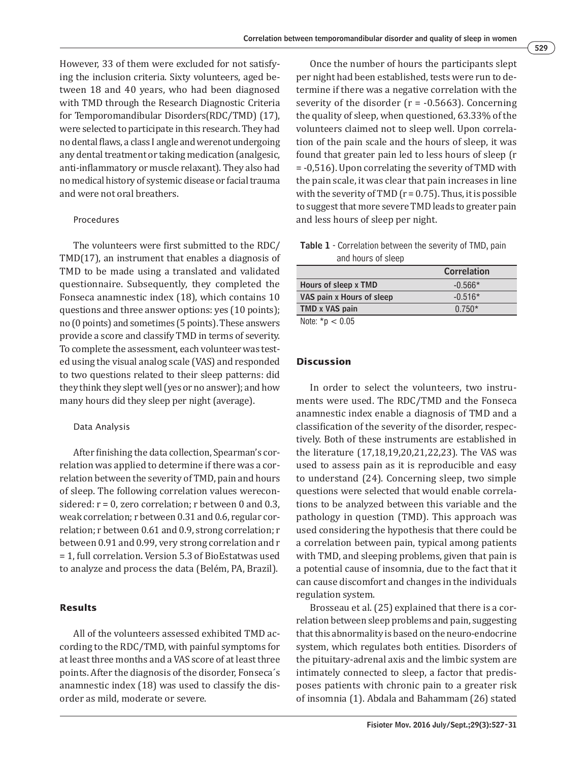However, 33 of them were excluded for not satisfying the inclusion criteria. Sixty volunteers, aged between 18 and 40 years, who had been diagnosed with TMD through the Research Diagnostic Criteria for Temporomandibular Disorders(RDC/TMD) (17), were selected to participate in this research. They had no dental flaws, a class I angle and werenot undergoing any dental treatment or taking medication (analgesic, anti-inflammatory or muscle relaxant). They also had no medical history of systemic disease or facial trauma and were not oral breathers.

### Procedures

The volunteers were first submitted to the RDC/TMD(17), an instrument that enables a diagnosis of TMD to be made using a translated and validated questionnaire. Subsequently, they completed the Fonseca anamnestic index (18), which contains 10 questions and three answer options: yes (10 points); no (0 points) and sometimes (5 points). These answers provide a score and classify TMD in terms of severity. To complete the assessment, each volunteer was tested using the visual analog scale (VAS) and responded to two questions related to their sleep patterns: did they think they slept well (yes or no answer); and how many hours did they sleep per night (average).

### Data Analysis

After finishing the data collection, Spearman's correlation was applied to determine if there was a correlation between the severity of TMD, pain and hours of sleep. The following correlation values wereconsidered: $r = 0$, zero correlation; r between 0 and 0.3, weak correlation; r between 0.31 and 0.6, regular correlation; r between 0.61 and 0.9, strong correlation; r between 0.91 and 0.99, very strong correlation and $r = 1$, full correlation. Version 5.3 of BioEstatwas used to analyze and process the data (Belém, PA, Brazil).

## Results

All of the volunteers assessed exhibited TMD according to the RDC/TMD, with painful symptoms for at least three months and a VAS score of at least three points. After the diagnosis of the disorder, Fonseca´s anamnestic index (18) was used to classify the disorder as mild, moderate or severe.

Once the number of hours the participants slept per night had been established, tests were run to determine if there was a negative correlation with the severity of the disorder ($r = -0.5663$). Concerning the quality of sleep, when questioned, 63.33% of the volunteers claimed not to sleep well. Upon correlation of the pain scale and the hours of sleep, it was found that greater pain led to less hours of sleep ($r = -0{,}516$). Upon correlating the severity of TMD with the pain scale, it was clear that pain increases in line with the severity of TMD ($r = 0.75$). Thus, it is possible to suggest that more severe TMD leads to greater pain and less hours of sleep per night.

**Table 1** - Correlation between the severity of TMD, pain and hours of sleep

| | Correlation |
|---|---|
| **Hours of sleep x TMD** | -0.566* |
| **VAS pain x Hours of sleep** | -0.516* |
| **TMD x VAS pain** | 0.750* |

Note: *$p < 0.05$

## Discussion

In order to select the volunteers, two instruments were used. The RDC/TMD and the Fonseca anamnestic index enable a diagnosis of TMD and a classification of the severity of the disorder, respectively. Both of these instruments are established in the literature (17,18,19,20,21,22,23). The VAS was used to assess pain as it is reproducible and easy to understand (24). Concerning sleep, two simple questions were selected that would enable correlations to be analyzed between this variable and the pathology in question (TMD). This approach was used considering the hypothesis that there could be a correlation between pain, typical among patients with TMD, and sleeping problems, given that pain is a potential cause of insomnia, due to the fact that it can cause discomfort and changes in the individuals regulation system.

Brosseau et al. (25) explained that there is a correlation between sleep problems and pain, suggesting that this abnormality is based on the neuro-endocrine system, which regulates both entities. Disorders of the pituitary-adrenal axis and the limbic system are intimately connected to sleep, a factor that predisposes patients with chronic pain to a greater risk of insomnia (1). Abdala and Bahammam (26) stated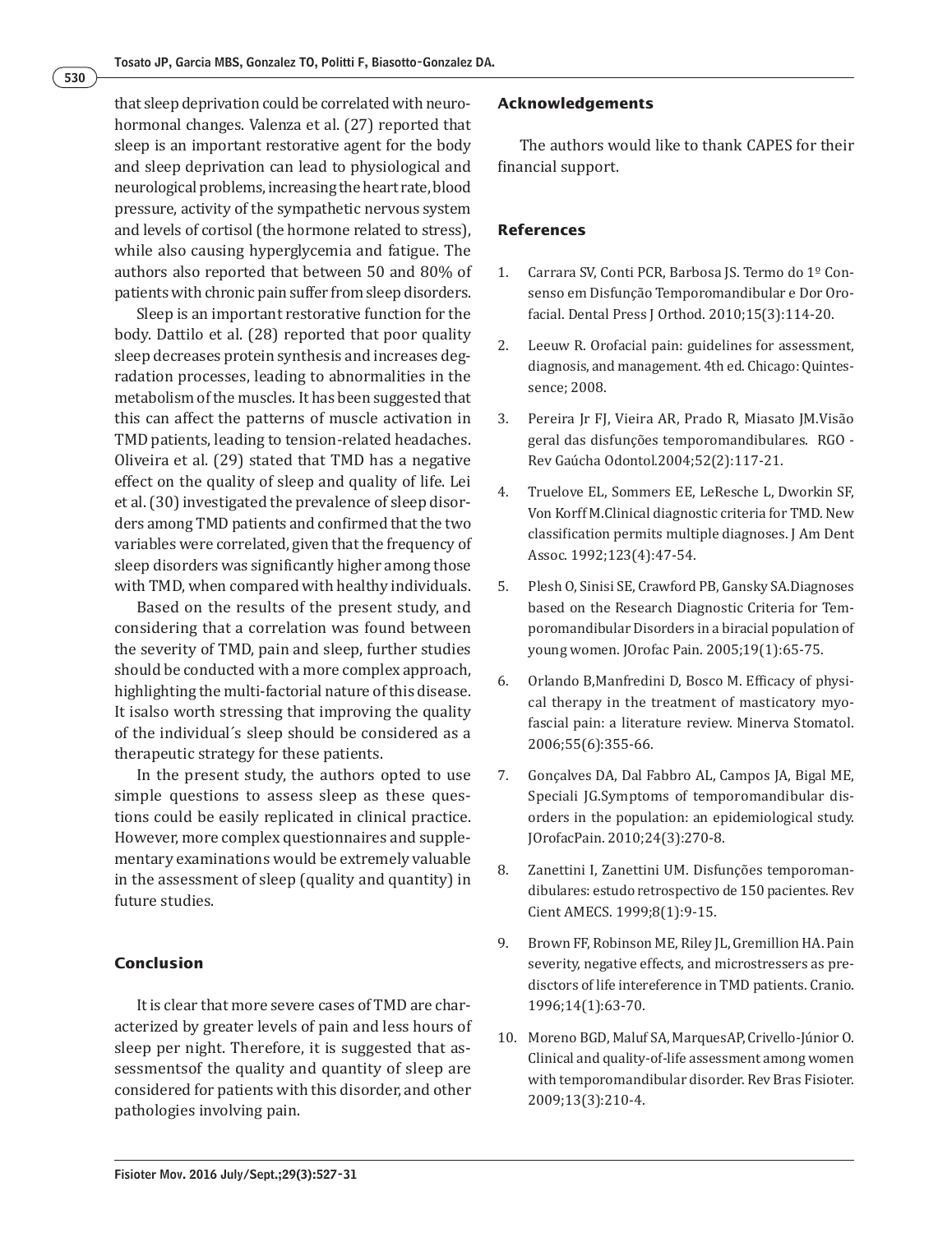that sleep deprivation could be correlated with neurohormonal changes. Valenza et al. (27) reported that sleep is an important restorative agent for the body and sleep deprivation can lead to physiological and neurological problems, increasing the heart rate, blood pressure, activity of the sympathetic nervous system and levels of cortisol (the hormone related to stress), while also causing hyperglycemia and fatigue. The authors also reported that between 50 and 80% of patients with chronic pain suffer from sleep disorders.

Sleep is an important restorative function for the body. Dattilo et al. (28) reported that poor quality sleep decreases protein synthesis and increases degradation processes, leading to abnormalities in the metabolism of the muscles. It has been suggested that this can affect the patterns of muscle activation in TMD patients, leading to tension-related headaches. Oliveira et al. (29) stated that TMD has a negative effect on the quality of sleep and quality of life. Lei et al. (30) investigated the prevalence of sleep disorders among TMD patients and confirmed that the two variables were correlated, given that the frequency of sleep disorders was significantly higher among those with TMD, when compared with healthy individuals.

Based on the results of the present study, and considering that a correlation was found between the severity of TMD, pain and sleep, further studies should be conducted with a more complex approach, highlighting the multi-factorial nature of this disease. It isalso worth stressing that improving the quality of the individual´s sleep should be considered as a therapeutic strategy for these patients.

In the present study, the authors opted to use simple questions to assess sleep as these questions could be easily replicated in clinical practice. However, more complex questionnaires and supplementary examinations would be extremely valuable in the assessment of sleep (quality and quantity) in future studies.

## Conclusion

It is clear that more severe cases of TMD are characterized by greater levels of pain and less hours of sleep per night. Therefore, it is suggested that assessmentsof the quality and quantity of sleep are considered for patients with this disorder, and other pathologies involving pain.

## Acknowledgements

The authors would like to thank CAPES for their financial support.

## References

1. Carrara SV, Conti PCR, Barbosa JS. Termo do 1º Consenso em Disfunção Temporomandibular e Dor Orofacial. Dental Press J Orthod. 2010;15(3):114-20.
2. Leeuw R. Orofacial pain: guidelines for assessment, diagnosis, and management. 4th ed. Chicago: Quintessence; 2008.
3. Pereira Jr FJ, Vieira AR, Prado R, Miasato JM.Visão geral das disfunções temporomandibulares. RGO - Rev Gaúcha Odontol.2004;52(2):117-21.
4. Truelove EL, Sommers EE, LeResche L, Dworkin SF, Von Korff M.Clinical diagnostic criteria for TMD. New classification permits multiple diagnoses. J Am Dent Assoc. 1992;123(4):47-54.
5. Plesh O, Sinisi SE, Crawford PB, Gansky SA.Diagnoses based on the Research Diagnostic Criteria for Temporomandibular Disorders in a biracial population of young women. JOrofac Pain. 2005;19(1):65-75.
6. Orlando B,Manfredini D, Bosco M. Efficacy of physical therapy in the treatment of masticatory myofascial pain: a literature review. Minerva Stomatol. 2006;55(6):355-66.
7. Gonçalves DA, Dal Fabbro AL, Campos JA, Bigal ME, Speciali JG.Symptoms of temporomandibular disorders in the population: an epidemiological study. JOrofacPain. 2010;24(3):270-8.
8. Zanettini I, Zanettini UM. Disfunções temporomandibulares: estudo retrospectivo de 150 pacientes. Rev Cient AMECS. 1999;8(1):9-15.
9. Brown FF, Robinson ME, Riley JL, Gremillion HA. Pain severity, negative effects, and microstressers as predisctors of life intereference in TMD patients. Cranio. 1996;14(1):63-70.
10. Moreno BGD, Maluf SA, MarquesAP, Crivello-Júnior O. Clinical and quality-of-life assessment among women with temporomandibular disorder. Rev Bras Fisioter. 2009;13(3):210-4.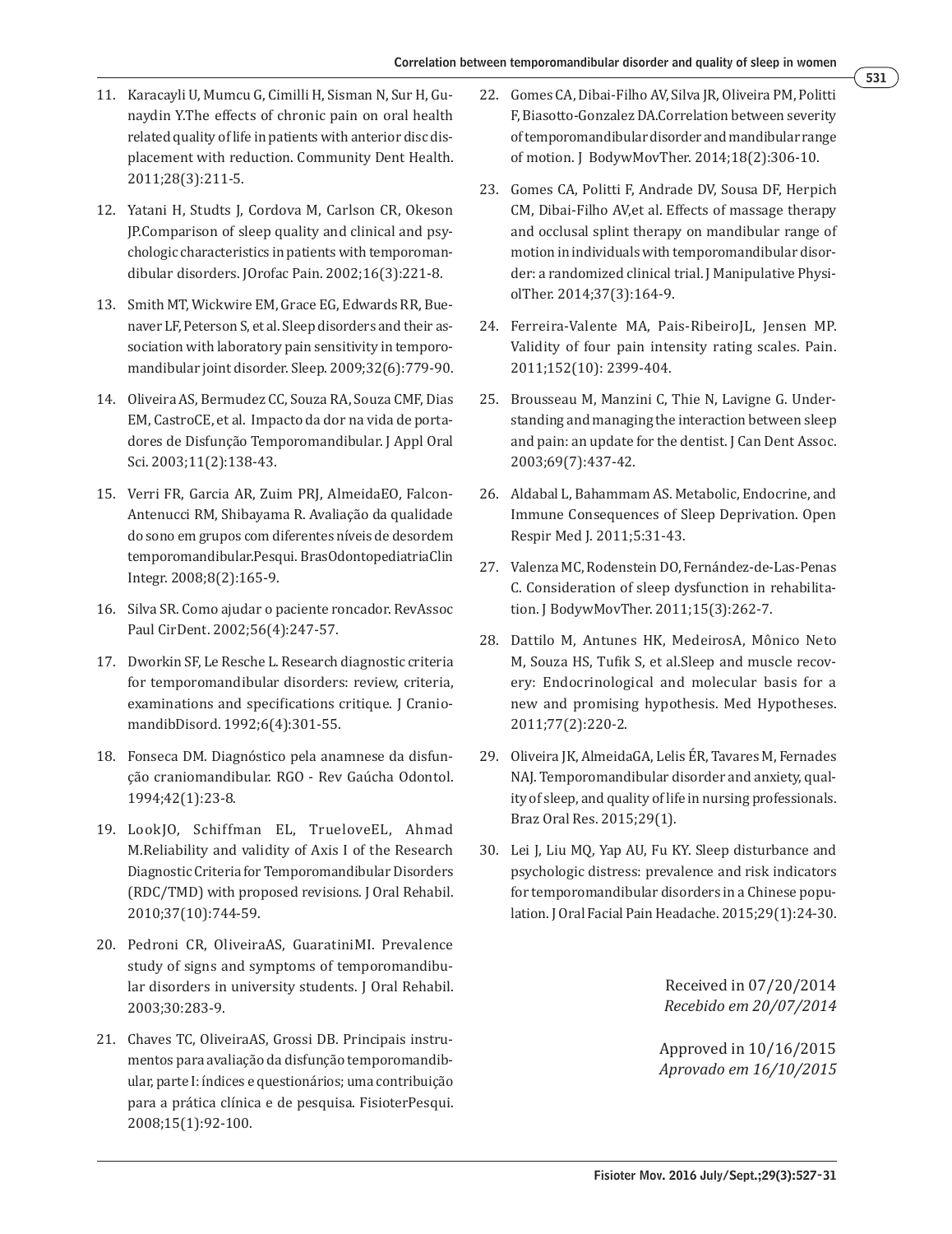11. Karacayli U, Mumcu G, Cimilli H, Sisman N, Sur H, Gunaydin Y.The effects of chronic pain on oral health related quality of life in patients with anterior disc displacement with reduction. Community Dent Health. 2011;28(3):211-5.

12. Yatani H, Studts J, Cordova M, Carlson CR, Okeson JP.Comparison of sleep quality and clinical and psychologic characteristics in patients with temporomandibular disorders. JOrofac Pain. 2002;16(3):221-8.

13. Smith MT, Wickwire EM, Grace EG, Edwards RR, Buenaver LF, Peterson S, et al. Sleep disorders and their association with laboratory pain sensitivity in temporomandibular joint disorder. Sleep. 2009;32(6):779-90.

14. Oliveira AS, Bermudez CC, Souza RA, Souza CMF, Dias EM, CastroCE, et al. Impacto da dor na vida de portadores de Disfunção Temporomandibular. J Appl Oral Sci. 2003;11(2):138-43.

15. Verri FR, Garcia AR, Zuim PRJ, AlmeidaEO, Falcon-Antenucci RM, Shibayama R. Avaliação da qualidade do sono em grupos com diferentes níveis de desordem temporomandibular.Pesqui. BrasOdontopediatriaClin Integr. 2008;8(2):165-9.

16. Silva SR. Como ajudar o paciente roncador. RevAssoc Paul CirDent. 2002;56(4):247-57.

17. Dworkin SF, Le Resche L. Research diagnostic criteria for temporomandibular disorders: review, criteria, examinations and specifications critique. J CraniomandibDisord. 1992;6(4):301-55.

18. Fonseca DM. Diagnóstico pela anamnese da disfunção craniomandibular. RGO - Rev Gaúcha Odontol. 1994;42(1):23-8.

19. LookJO, Schiffman EL, TrueloveEL, Ahmad M.Reliability and validity of Axis I of the Research Diagnostic Criteria for Temporomandibular Disorders (RDC/TMD) with proposed revisions. J Oral Rehabil. 2010;37(10):744-59.

20. Pedroni CR, OliveiraAS, GuaratiniMI. Prevalence study of signs and symptoms of temporomandibular disorders in university students. J Oral Rehabil. 2003;30:283-9.

21. Chaves TC, OliveiraAS, Grossi DB. Principais instrumentos para avaliação da disfunção temporomandibular, parte I: índices e questionários; uma contribuição para a prática clínica e de pesquisa. FisioterPesqui. 2008;15(1):92-100.

22. Gomes CA, Dibai-Filho AV, Silva JR, Oliveira PM, Politti F, Biasotto-Gonzalez DA.Correlation between severity of temporomandibular disorder and mandibular range of motion. J BodywMovTher. 2014;18(2):306-10.

23. Gomes CA, Politti F, Andrade DV, Sousa DF, Herpich CM, Dibai-Filho AV,et al. Effects of massage therapy and occlusal splint therapy on mandibular range of motion in individuals with temporomandibular disorder: a randomized clinical trial. J Manipulative PhysiolTher. 2014;37(3):164-9.

24. Ferreira-Valente MA, Pais-RibeiroJL, Jensen MP. Validity of four pain intensity rating scales. Pain. 2011;152(10): 2399-404.

25. Brousseau M, Manzini C, Thie N, Lavigne G. Understanding and managing the interaction between sleep and pain: an update for the dentist. J Can Dent Assoc. 2003;69(7):437-42.

26. Aldabal L, Bahammam AS. Metabolic, Endocrine, and Immune Consequences of Sleep Deprivation. Open Respir Med J. 2011;5:31-43.

27. Valenza MC, Rodenstein DO, Fernández-de-Las-Penas C. Consideration of sleep dysfunction in rehabilitation. J BodywMovTher. 2011;15(3):262-7.

28. Dattilo M, Antunes HK, MedeirosA, Mônico Neto M, Souza HS, Tufik S, et al.Sleep and muscle recovery: Endocrinological and molecular basis for a new and promising hypothesis. Med Hypotheses. 2011;77(2):220-2.

29. Oliveira JK, AlmeidaGA, Lelis ÉR, Tavares M, Fernades NAJ. Temporomandibular disorder and anxiety, quality of sleep, and quality of life in nursing professionals. Braz Oral Res. 2015;29(1).

30. Lei J, Liu MQ, Yap AU, Fu KY. Sleep disturbance and psychologic distress: prevalence and risk indicators for temporomandibular disorders in a Chinese population. J Oral Facial Pain Headache. 2015;29(1):24-30.

Received in 07/20/2014
*Recebido em 20/07/2014*

Approved in 10/16/2015
*Aprovado em 16/10/2015*